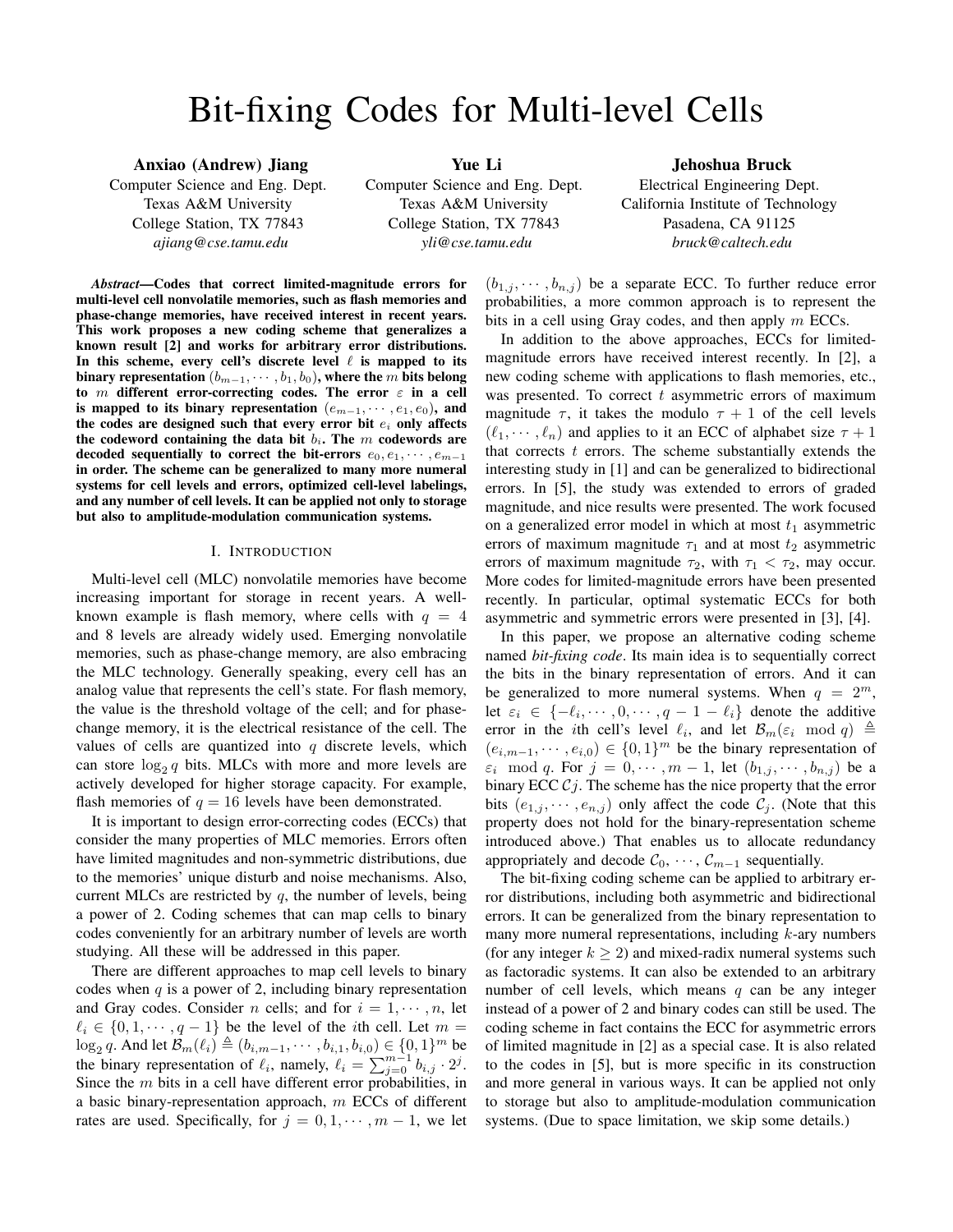# Bit-fixing Codes for Multi-level Cells

**Anxiao (Andrew) Jiang**
Computer Science and Eng. Dept.
Texas A&M University
College Station, TX 77843
*ajiang@cse.tamu.edu*

**Yue Li**
Computer Science and Eng. Dept.
Texas A&M University
College Station, TX 77843
*yli@cse.tamu.edu*

**Jehoshua Bruck**
Electrical Engineering Dept.
California Institute of Technology
Pasadena, CA 91125
*bruck@caltech.edu*

***Abstract*—Codes that correct limited-magnitude errors for multi-level cell nonvolatile memories, such as flash memories and phase-change memories, have received interest in recent years. This work proposes a new coding scheme that generalizes a known result [2] and works for arbitrary error distributions. In this scheme, every cell's discrete level $\ell$ is mapped to its binary representation $(b_{m-1}, \cdots, b_1, b_0)$, where the $m$ bits belong to $m$ different error-correcting codes. The error $\varepsilon$ in a cell is mapped to its binary representation $(e_{m-1}, \cdots, e_1, e_0)$, and the codes are designed such that every error bit $e_i$ only affects the codeword containing the data bit $b_i$. The $m$ codewords are decoded sequentially to correct the bit-errors $e_0, e_1, \cdots, e_{m-1}$ in order. The scheme can be generalized to many more numeral systems for cell levels and errors, optimized cell-level labelings, and any number of cell levels. It can be applied not only to storage but also to amplitude-modulation communication systems.**

## I. Introduction

Multi-level cell (MLC) nonvolatile memories have become increasing important for storage in recent years. A well-known example is flash memory, where cells with $q = 4$ and 8 levels are already widely used. Emerging nonvolatile memories, such as phase-change memory, are also embracing the MLC technology. Generally speaking, every cell has an analog value that represents the cell's state. For flash memory, the value is the threshold voltage of the cell; and for phase-change memory, it is the electrical resistance of the cell. The values of cells are quantized into $q$ discrete levels, which can store $\log_2 q$ bits. MLCs with more and more levels are actively developed for higher storage capacity. For example, flash memories of $q = 16$ levels have been demonstrated.

It is important to design error-correcting codes (ECCs) that consider the many properties of MLC memories. Errors often have limited magnitudes and non-symmetric distributions, due to the memories' unique disturb and noise mechanisms. Also, current MLCs are restricted by $q$, the number of levels, being a power of 2. Coding schemes that can map cells to binary codes conveniently for an arbitrary number of levels are worth studying. All these will be addressed in this paper.

There are different approaches to map cell levels to binary codes when $q$ is a power of 2, including binary representation and Gray codes. Consider $n$ cells; and for $i = 1, \cdots, n$, let $\ell_i \in \{0, 1, \cdots, q-1\}$ be the level of the $i$th cell. Let $m = \log_2 q$. And let $\mathcal{B}_m(\ell_i) \triangleq (b_{i,m-1}, \cdots, b_{i,1}, b_{i,0}) \in \{0,1\}^m$ be the binary representation of $\ell_i$, namely, $\ell_i = \sum_{j=0}^{m-1} b_{i,j} \cdot 2^j$. Since the $m$ bits in a cell have different error probabilities, in a basic binary-representation approach, $m$ ECCs of different rates are used. Specifically, for $j = 0, 1, \cdots, m-1$, we let $(b_{1,j}, \cdots, b_{n,j})$ be a separate ECC. To further reduce error probabilities, a more common approach is to represent the bits in a cell using Gray codes, and then apply $m$ ECCs.

In addition to the above approaches, ECCs for limited-magnitude errors have received interest recently. In [2], a new coding scheme with applications to flash memories, etc., was presented. To correct $t$ asymmetric errors of maximum magnitude $\tau$, it takes the modulo $\tau + 1$ of the cell levels $(\ell_1, \cdots, \ell_n)$ and applies to it an ECC of alphabet size $\tau + 1$ that corrects $t$ errors. The scheme substantially extends the interesting study in [1] and can be generalized to bidirectional errors. In [5], the study was extended to errors of graded magnitude, and nice results were presented. The work focused on a generalized error model in which at most $t_1$ asymmetric errors of maximum magnitude $\tau_1$ and at most $t_2$ asymmetric errors of maximum magnitude $\tau_2$, with $\tau_1 < \tau_2$, may occur. More codes for limited-magnitude errors have been presented recently. In particular, optimal systematic ECCs for both asymmetric and symmetric errors were presented in [3], [4].

In this paper, we propose an alternative coding scheme named *bit-fixing code*. Its main idea is to sequentially correct the bits in the binary representation of errors. And it can be generalized to more numeral systems. When $q = 2^m$, let $\varepsilon_i \in \{-\ell_i, \cdots, 0, \cdots, q-1-\ell_i\}$ denote the additive error in the $i$th cell's level $\ell_i$, and let $\mathcal{B}_m(\varepsilon_i \mod q) \triangleq (e_{i,m-1}, \cdots, e_{i,0}) \in \{0,1\}^m$ be the binary representation of $\varepsilon_i \mod q$. For $j = 0, \cdots, m-1$, let $(b_{1,j}, \cdots, b_{n,j})$ be a binary ECC $\mathcal{C}j$. The scheme has the nice property that the error bits $(e_{1,j}, \cdots, e_{n,j})$ only affect the code $\mathcal{C}_j$. (Note that this property does not hold for the binary-representation scheme introduced above.) That enables us to allocate redundancy appropriately and decode $\mathcal{C}_0, \cdots, \mathcal{C}_{m-1}$ sequentially.

The bit-fixing coding scheme can be applied to arbitrary error distributions, including both asymmetric and bidirectional errors. It can be generalized from the binary representation to many more numeral representations, including $k$-ary numbers (for any integer $k \geq 2$) and mixed-radix numeral systems such as factoradic systems. It can also be extended to an arbitrary number of cell levels, which means $q$ can be any integer instead of a power of 2 and binary codes can still be used. The coding scheme in fact contains the ECC for asymmetric errors of limited magnitude in [2] as a special case. It is also related to the codes in [5], but is more specific in its construction and more general in various ways. It can be applied not only to storage but also to amplitude-modulation communication systems. (Due to space limitation, we skip some details.)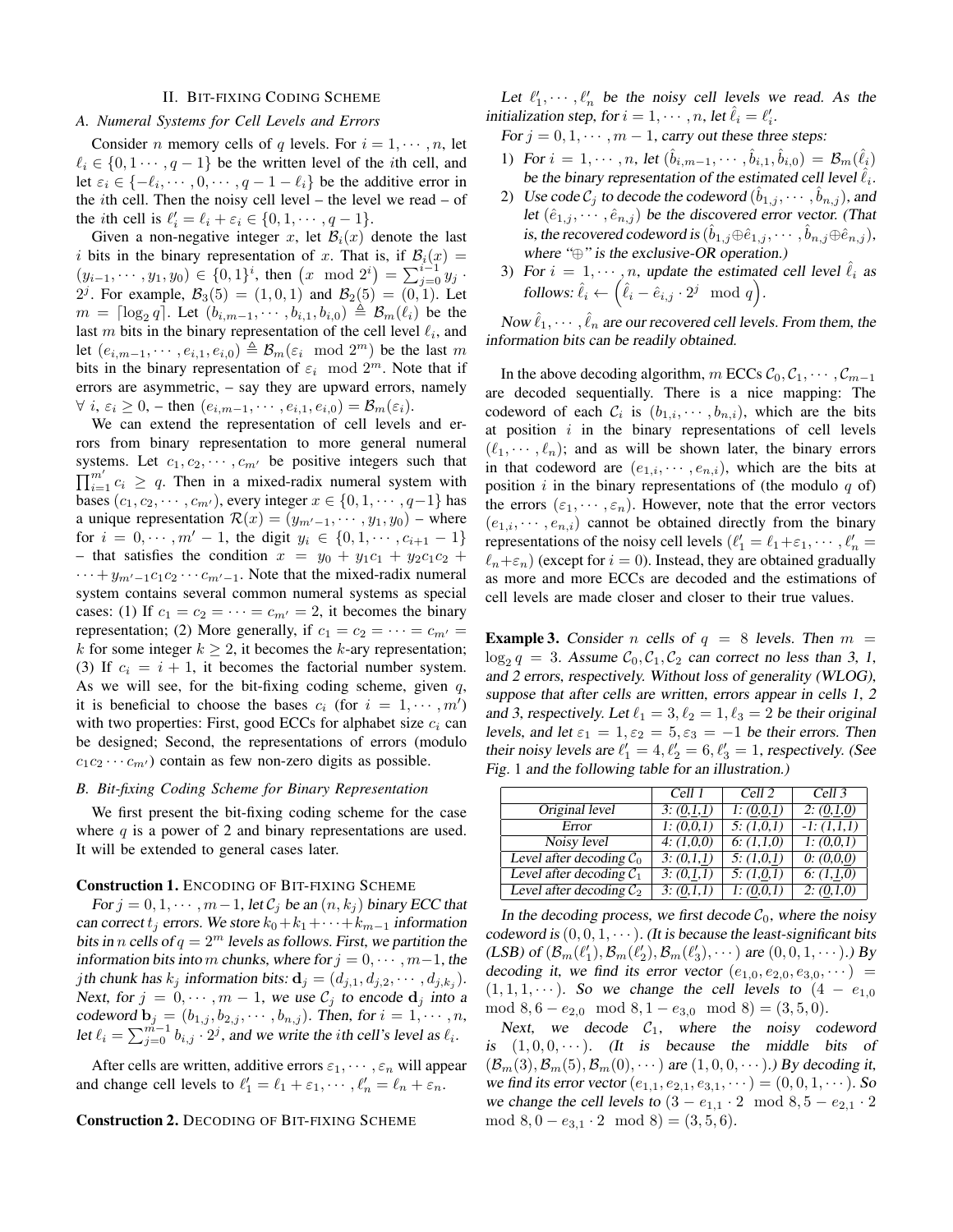## II. Bit-fixing Coding Scheme

### A. Numeral Systems for Cell Levels and Errors

Consider $n$ memory cells of $q$ levels. For $i = 1, \cdots, n$, let $\ell_i \in \{0, 1 \cdots, q-1\}$ be the written level of the $i$th cell, and let $\varepsilon_i \in \{-\ell_i, \cdots, 0, \cdots, q-1-\ell_i\}$ be the additive error in the $i$th cell. Then the noisy cell level – the level we read – of the $i$th cell is $\ell'_i = \ell_i + \varepsilon_i \in \{0, 1, \cdots, q-1\}$.

Given a non-negative integer $x$, let $\mathcal{B}_i(x)$ denote the last $i$ bits in the binary representation of $x$. That is, if $\mathcal{B}_i(x) = (y_{i-1}, \cdots, y_1, y_0) \in \{0,1\}^i$, then $\left(x \mod 2^i\right) = \sum_{j=0}^{i-1} y_j \cdot 2^j$. For example, $\mathcal{B}_3(5) = (1,0,1)$ and $\mathcal{B}_2(5) = (0,1)$. Let $m = \lceil \log_2 q \rceil$. Let $(b_{i,m-1}, \cdots, b_{i,1}, b_{i,0}) \triangleq \mathcal{B}_m(\ell_i)$ be the last $m$ bits in the binary representation of the cell level $\ell_i$, and let $(e_{i,m-1}, \cdots, e_{i,1}, e_{i,0}) \triangleq \mathcal{B}_m(\varepsilon_i \mod 2^m)$ be the last $m$ bits in the binary representation of $\varepsilon_i \mod 2^m$. Note that if errors are asymmetric, – say they are upward errors, namely $\forall\ i,\ \varepsilon_i \geq 0$, – then $(e_{i,m-1}, \cdots, e_{i,1}, e_{i,0}) = \mathcal{B}_m(\varepsilon_i)$.

We can extend the representation of cell levels and errors from binary representation to more general numeral systems. Let $c_1, c_2, \cdots, c_{m'}$ be positive integers such that $\prod_{i=1}^{m'} c_i \geq q$. Then in a mixed-radix numeral system with bases $(c_1, c_2, \cdots, c_{m'})$, every integer $x \in \{0, 1, \cdots, q-1\}$ has a unique representation $\mathcal{R}(x) = (y_{m'-1}, \cdots, y_1, y_0)$ – where for $i = 0, \cdots, m'-1$, the digit $y_i \in \{0, 1, \cdots, c_{i+1}-1\}$ – that satisfies the condition $x = y_0 + y_1 c_1 + y_2 c_1 c_2 + \cdots + y_{m'-1} c_1 c_2 \cdots c_{m'-1}$. Note that the mixed-radix numeral system contains several common numeral systems as special cases: (1) If $c_1 = c_2 = \cdots = c_{m'} = 2$, it becomes the binary representation; (2) More generally, if $c_1 = c_2 = \cdots = c_{m'} = k$ for some integer $k \geq 2$, it becomes the $k$-ary representation; (3) If $c_i = i+1$, it becomes the factorial number system. As we will see, for the bit-fixing coding scheme, given $q$, it is beneficial to choose the bases $c_i$ (for $i = 1, \cdots, m'$) with two properties: First, good ECCs for alphabet size $c_i$ can be designed; Second, the representations of errors (modulo $c_1 c_2 \cdots c_{m'}$) contain as few non-zero digits as possible.

### B. Bit-fixing Coding Scheme for Binary Representation

We first present the bit-fixing coding scheme for the case where $q$ is a power of 2 and binary representations are used. It will be extended to general cases later.

**Construction 1.** Encoding of Bit-fixing Scheme

*For $j = 0, 1, \cdots, m-1$, let $\mathcal{C}_j$ be an $(n, k_j)$ binary ECC that can correct $t_j$ errors. We store $k_0 + k_1 + \cdots + k_{m-1}$ information bits in $n$ cells of $q = 2^m$ levels as follows. First, we partition the information bits into $m$ chunks, where for $j = 0, \cdots, m-1$, the $j$th chunk has $k_j$ information bits: $\mathbf{d}_j = (d_{j,1}, d_{j,2}, \cdots, d_{j,k_j})$. Next, for $j = 0, \cdots, m-1$, we use $\mathcal{C}_j$ to encode $\mathbf{d}_j$ into a codeword $\mathbf{b}_j = (b_{1,j}, b_{2,j}, \cdots, b_{n,j})$. Then, for $i = 1, \cdots, n$, let $\ell_i = \sum_{j=0}^{m-1} b_{i,j} \cdot 2^j$, and we write the $i$th cell's level as $\ell_i$.*

After cells are written, additive errors $\varepsilon_1, \cdots, \varepsilon_n$ will appear and change cell levels to $\ell'_1 = \ell_1 + \varepsilon_1, \cdots, \ell'_n = \ell_n + \varepsilon_n$.

**Construction 2.** Decoding of Bit-fixing Scheme

*Let $\ell'_1, \cdots, \ell'_n$ be the noisy cell levels we read. As the initialization step, for $i = 1, \cdots, n$, let $\hat{\ell}_i = \ell'_i$.*

*For $j = 0, 1, \cdots, m-1$, carry out these three steps:*

1) *For $i = 1, \cdots, n$, let $(\hat{b}_{i,m-1}, \cdots, \hat{b}_{i,1}, \hat{b}_{i,0}) = \mathcal{B}_m(\hat{\ell}_i)$ be the binary representation of the estimated cell level $\hat{\ell}_i$.*
2) *Use code $\mathcal{C}_j$ to decode the codeword $(\hat{b}_{1,j}, \cdots, \hat{b}_{n,j})$, and let $(\hat{e}_{1,j}, \cdots, \hat{e}_{n,j})$ be the discovered error vector. (That is, the recovered codeword is $(\hat{b}_{1,j} \oplus \hat{e}_{1,j}, \cdots, \hat{b}_{n,j} \oplus \hat{e}_{n,j})$, where "$\oplus$" is the exclusive-OR operation.)*
3) *For $i = 1, \cdots, n$, update the estimated cell level $\hat{\ell}_i$ as follows: $\hat{\ell}_i \leftarrow \left(\hat{\ell}_i - \hat{e}_{i,j} \cdot 2^j \mod q\right)$.*

*Now $\hat{\ell}_1, \cdots, \hat{\ell}_n$ are our recovered cell levels. From them, the information bits can be readily obtained.*

In the above decoding algorithm, $m$ ECCs $\mathcal{C}_0, \mathcal{C}_1, \cdots, \mathcal{C}_{m-1}$ are decoded sequentially. There is a nice mapping: The codeword of each $\mathcal{C}_i$ is $(b_{1,i}, \cdots, b_{n,i})$, which are the bits at position $i$ in the binary representations of cell levels $(\ell_1, \cdots, \ell_n)$; and as will be shown later, the binary errors in that codeword are $(e_{1,i}, \cdots, e_{n,i})$, which are the bits at position $i$ in the binary representations of (the modulo $q$ of) the errors $(\varepsilon_1, \cdots, \varepsilon_n)$. However, note that the error vectors $(e_{1,i}, \cdots, e_{n,i})$ cannot be obtained directly from the binary representations of the noisy cell levels $(\ell'_1 = \ell_1 + \varepsilon_1, \cdots, \ell'_n = \ell_n + \varepsilon_n)$ (except for $i = 0$). Instead, they are obtained gradually as more and more ECCs are decoded and the estimations of cell levels are made closer and closer to their true values.

**Example 3.** *Consider $n$ cells of $q = 8$ levels. Then $m = \log_2 q = 3$. Assume $\mathcal{C}_0, \mathcal{C}_1, \mathcal{C}_2$ can correct no less than 3, 1, and 2 errors, respectively. Without loss of generality (WLOG), suppose that after cells are written, errors appear in cells 1, 2 and 3, respectively. Let $\ell_1 = 3, \ell_2 = 1, \ell_3 = 2$ be their original levels, and let $\varepsilon_1 = 1, \varepsilon_2 = 5, \varepsilon_3 = -1$ be their errors. Then their noisy levels are $\ell'_1 = 4, \ell'_2 = 6, \ell'_3 = 1$, respectively. (See Fig. 1 and the following table for an illustration.)*

| | Cell 1 | Cell 2 | Cell 3 |
|---|---|---|---|
| Original level | 3: (0,1,1) | 1: (0,0,1) | 2: (0,1,0) |
| Error | 1: (0,0,1) | 5: (1,0,1) | -1: (1,1,1) |
| Noisy level | 4: (1,0,0) | 6: (1,1,0) | 1: (0,0,1) |
| Level after decoding $\mathcal{C}_0$ | 3: (0,1,1) | 5: (1,0,1) | 0: (0,0,0) |
| Level after decoding $\mathcal{C}_1$ | 3: (0,1,1) | 5: (1,0,1) | 6: (1,1,0) |
| Level after decoding $\mathcal{C}_2$ | 3: (0,1,1) | 1: (0,0,1) | 2: (0,1,0) |

*In the decoding process, we first decode $\mathcal{C}_0$, where the noisy codeword is $(0,0,1,\cdots)$. (It is because the least-significant bits (LSB) of $(\mathcal{B}_m(\ell'_1), \mathcal{B}_m(\ell'_2), \mathcal{B}_m(\ell'_3), \cdots)$ are $(0,0,1,\cdots)$.) By decoding it, we find its error vector $(e_{1,0}, e_{2,0}, e_{3,0}, \cdots) = (1,1,1,\cdots)$. So we change the cell levels to $(4 - e_{1,0} \mod 8, 6 - e_{2,0} \mod 8, 1 - e_{3,0} \mod 8) = (3,5,0)$.*

*Next, we decode $\mathcal{C}_1$, where the noisy codeword is $(1,0,0,\cdots)$. (It is because the middle bits of $(\mathcal{B}_m(3), \mathcal{B}_m(5), \mathcal{B}_m(0), \cdots)$ are $(1,0,0,\cdots)$.) By decoding it, we find its error vector $(e_{1,1}, e_{2,1}, e_{3,1}, \cdots) = (0,0,1,\cdots)$. So we change the cell levels to $(3 - e_{1,1} \cdot 2 \mod 8, 5 - e_{2,1} \cdot 2 \mod 8, 0 - e_{3,1} \cdot 2 \mod 8) = (3,5,6)$.*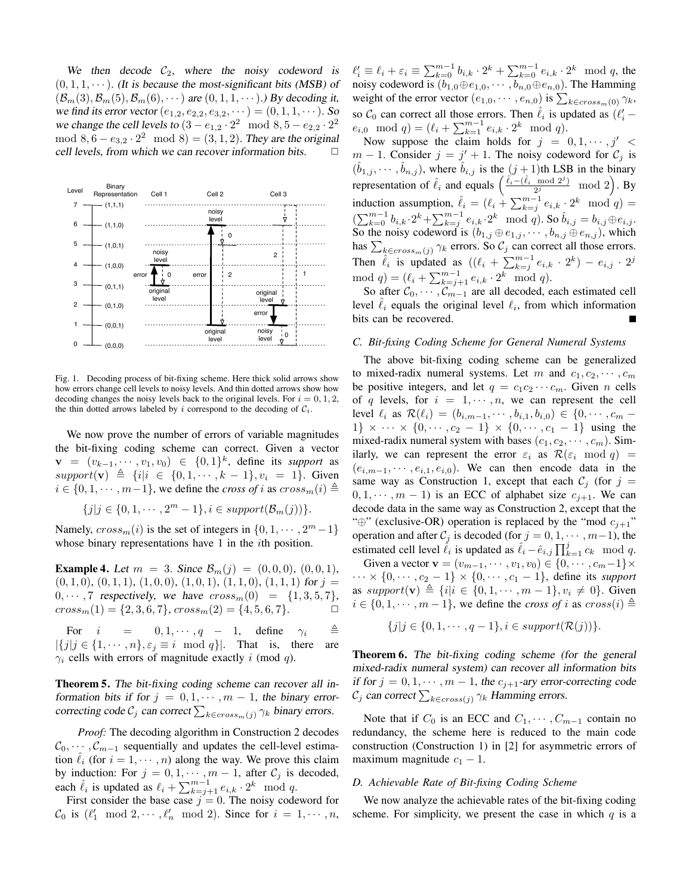*We then decode $\mathcal{C}_2$, where the noisy codeword is $(0,1,1,\cdots)$. (It is because the most-significant bits (MSB) of $(\mathcal{B}_m(3),\mathcal{B}_m(5),\mathcal{B}_m(6),\cdots)$ are $(0,1,1,\cdots)$.) By decoding it, we find its error vector $(e_{1,2},e_{2,2},e_{3,2},\cdots)=(0,1,1,\cdots)$. So we change the cell levels to $(3-e_{1,2}\cdot 2^2 \mod 8, 5-e_{2,2}\cdot 2^2 \mod 8, 6-e_{3,2}\cdot 2^2 \mod 8)=(3,1,2)$. They are the original cell levels, from which we can recover information bits.* □

Fig. 1. Decoding process of bit-fixing scheme. Here thick solid arrows show how errors change cell levels to noisy levels. And thin dotted arrows show how decoding changes the noisy levels back to the original levels. For $i=0,1,2$, the thin dotted arrows labeled by $i$ correspond to the decoding of $\mathcal{C}_i$.

We now prove the number of errors of variable magnitudes the bit-fixing coding scheme can correct. Given a vector $\mathbf{v}=(v_{k-1},\cdots,v_1,v_0)\in\{0,1\}^k$, define its *support* as $support(\mathbf{v})\triangleq\{i|i\in\{0,1,\cdots,k-1\},v_i=1\}$. Given $i\in\{0,1,\cdots,m-1\}$, we define the *cross of* $i$ as $cross_m(i)\triangleq$

$$\{j|j\in\{0,1,\cdots,2^m-1\}, i\in support(\mathcal{B}_m(j))\}.$$

Namely, $cross_m(i)$ is the set of integers in $\{0,1,\cdots,2^m-1\}$ whose binary representations have 1 in the $i$th position.

**Example 4.** *Let $m=3$. Since $\mathcal{B}_m(j)=(0,0,0)$, $(0,0,1)$, $(0,1,0)$, $(0,1,1)$, $(1,0,0)$, $(1,0,1)$, $(1,1,0)$, $(1,1,1)$ for $j=0,\cdots,7$ respectively, we have $cross_m(0)=\{1,3,5,7\}$, $cross_m(1)=\{2,3,6,7\}$, $cross_m(2)=\{4,5,6,7\}$.* □

For $i=0,1,\cdots,q-1$, define $\gamma_i\triangleq|\{j|j\in\{1,\cdots,n\},\varepsilon_j\equiv i \mod q\}|$. That is, there are $\gamma_i$ cells with errors of magnitude exactly $i$ (mod $q$).

**Theorem 5.** *The bit-fixing coding scheme can recover all information bits if for $j=0,1,\cdots,m-1$, the binary error-correcting code $\mathcal{C}_j$ can correct $\sum_{k\in cross_m(j)}\gamma_k$ binary errors.*

*Proof:* The decoding algorithm in Construction 2 decodes $\mathcal{C}_0,\cdots,\mathcal{C}_{m-1}$ sequentially and updates the cell-level estimation $\hat{\ell}_i$ (for $i=1,\cdots,n$) along the way. We prove this claim by induction: For $j=0,1,\cdots,m-1$, after $\mathcal{C}_j$ is decoded, each $\hat{\ell}_i$ is updated as $\ell_i+\sum_{k=j+1}^{m-1}e_{i,k}\cdot 2^k \mod q$.

First consider the base case $j=0$. The noisy codeword for $\mathcal{C}_0$ is $(\ell'_1 \mod 2,\cdots,\ell'_n \mod 2)$. Since for $i=1,\cdots,n$, $\ell'_i\equiv\ell_i+\varepsilon_i\equiv\sum_{k=0}^{m-1}b_{i,k}\cdot 2^k+\sum_{k=0}^{m-1}e_{i,k}\cdot 2^k \mod q$, the noisy codeword is $(b_{1,0}\oplus e_{1,0},\cdots,b_{n,0}\oplus e_{n,0})$. The Hamming weight of the error vector $(e_{1,0},\cdots,e_{n,0})$ is $\sum_{k\in cross_m(0)}\gamma_k$, so $\mathcal{C}_0$ can correct all those errors. Then $\hat{\ell}_i$ is updated as $(\ell'_i-e_{i,0} \mod q)=(\ell_i+\sum_{k=1}^{m-1}e_{i,k}\cdot 2^k \mod q)$.

Now suppose the claim holds for $j=0,1,\cdots,j'<m-1$. Consider $j=j'+1$. The noisy codeword for $\mathcal{C}_j$ is $(\hat{b}_{1,j},\cdots,\hat{b}_{n,j})$, where $\hat{b}_{i,j}$ is the $(j+1)$th LSB in the binary representation of $\hat{\ell}_i$ and equals $\left(\frac{\hat{\ell}_i-(\hat{\ell}_i \mod 2^j)}{2^j} \mod 2\right)$. By induction assumption, $\hat{\ell}_i=(\ell_i+\sum_{k=j}^{m-1}e_{i,k}\cdot 2^k \mod q)=(\sum_{k=0}^{m-1}b_{i,k}\cdot 2^k+\sum_{k=j}^{m-1}e_{i,k}\cdot 2^k \mod q)$. So $\hat{b}_{i,j}=b_{i,j}\oplus e_{i,j}$. So the noisy codeword is $(b_{1,j}\oplus e_{1,j},\cdots,b_{n,j}\oplus e_{n,j})$, which has $\sum_{k\in cross_m(j)}\gamma_k$ errors. So $\mathcal{C}_j$ can correct all those errors. Then $\hat{\ell}_i$ is updated as $((\ell_i+\sum_{k=j}^{m-1}e_{i,k}\cdot 2^k)-e_{i,j}\cdot 2^j \mod q)=(\ell_i+\sum_{k=j+1}^{m-1}e_{i,k}\cdot 2^k \mod q)$.

So after $\mathcal{C}_0,\cdots,\mathcal{C}_{m-1}$ are all decoded, each estimated cell level $\hat{\ell}_i$ equals the original level $\ell_i$, from which information bits can be recovered. ■

### C. Bit-fixing Coding Scheme for General Numeral Systems

The above bit-fixing coding scheme can be generalized to mixed-radix numeral systems. Let $m$ and $c_1,c_2,\cdots,c_m$ be positive integers, and let $q=c_1c_2\cdots c_m$. Given $n$ cells of $q$ levels, for $i=1,\cdots,n$, we can represent the cell level $\ell_i$ as $\mathcal{R}(\ell_i)=(b_{i,m-1},\cdots,b_{i,1},b_{i,0})\in\{0,\cdots,c_m-1\}\times\cdots\times\{0,\cdots,c_2-1\}\times\{0,\cdots,c_1-1\}$ using the mixed-radix numeral system with bases $(c_1,c_2,\cdots,c_m)$. Similarly, we can represent the error $\varepsilon_i$ as $\mathcal{R}(\varepsilon_i \mod q)=(e_{i,m-1},\cdots,e_{i,1},e_{i,0})$. We can then encode data in the same way as Construction 1, except that each $\mathcal{C}_j$ (for $j=0,1,\cdots,m-1$) is an ECC of alphabet size $c_{j+1}$. We can decode data in the same way as Construction 2, except that the "$\oplus$" (exclusive-OR) operation is replaced by the "mod $c_{j+1}$" operation and after $\mathcal{C}_j$ is decoded (for $j=0,1,\cdots,m-1$), the estimated cell level $\hat{\ell}_i$ is updated as $\hat{\ell}_i-\hat{e}_{i,j}\prod_{k=1}^{j}c_k \mod q$.

Given a vector $\mathbf{v}=(v_{m-1},\cdots,v_1,v_0)\in\{0,\cdots,c_m-1\}\times\cdots\times\{0,\cdots,c_2-1\}\times\{0,\cdots,c_1-1\}$, define its *support* as $support(\mathbf{v})\triangleq\{i|i\in\{0,1,\cdots,m-1\},v_i\neq 0\}$. Given $i\in\{0,1,\cdots,m-1\}$, we define the *cross of* $i$ as $cross(i)\triangleq$

$$\{j|j\in\{0,1,\cdots,q-1\}, i\in support(\mathcal{R}(j))\}.$$

**Theorem 6.** *The bit-fixing coding scheme (for the general mixed-radix numeral system) can recover all information bits if for $j=0,1,\cdots,m-1$, the $c_{j+1}$-ary error-correcting code $\mathcal{C}_j$ can correct $\sum_{k\in cross(j)}\gamma_k$ Hamming errors.*

Note that if $C_0$ is an ECC and $C_1,\cdots,C_{m-1}$ contain no redundancy, the scheme here is reduced to the main code construction (Construction 1) in [2] for asymmetric errors of maximum magnitude $c_1-1$.

### D. Achievable Rate of Bit-fixing Coding Scheme

We now analyze the achievable rates of the bit-fixing coding scheme. For simplicity, we present the case in which $q$ is a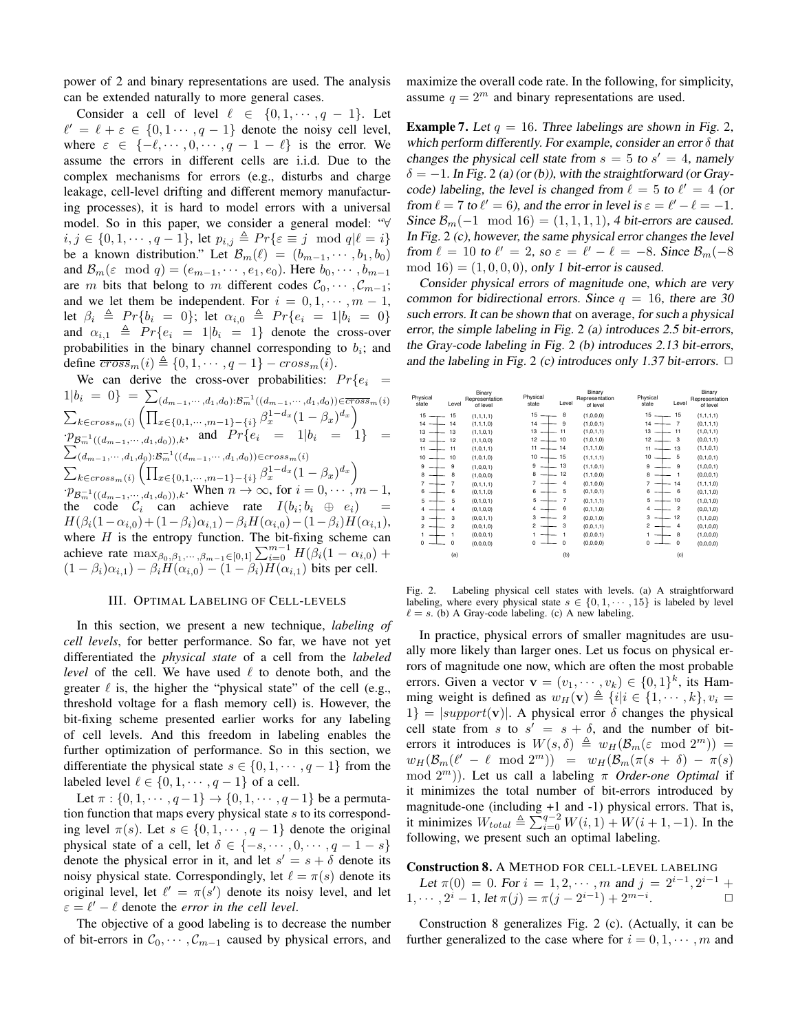power of 2 and binary representations are used. The analysis can be extended naturally to more general cases.

Consider a cell of level $\ell \in \{0, 1, \cdots, q-1\}$. Let $\ell' = \ell + \varepsilon \in \{0, 1 \cdots, q-1\}$ denote the noisy cell level, where $\varepsilon \in \{-\ell, \cdots, 0, \cdots, q-1-\ell\}$ is the error. We assume the errors in different cells are i.i.d. Due to the complex mechanisms for errors (e.g., disturbs and charge leakage, cell-level drifting and different memory manufacturing processes), it is hard to model errors with a universal model. So in this paper, we consider a general model: "$\forall$ $i, j \in \{0, 1, \cdots, q-1\}$, let $p_{i,j} \triangleq Pr\{\varepsilon \equiv j \mod q | \ell = i\}$ be a known distribution." Let $\mathcal{B}_m(\ell) = (b_{m-1}, \cdots, b_1, b_0)$ and $\mathcal{B}_m(\varepsilon \mod q) = (e_{m-1}, \cdots, e_1, e_0)$. Here $b_0, \cdots, b_{m-1}$ are $m$ bits that belong to $m$ different codes $\mathcal{C}_0, \cdots, \mathcal{C}_{m-1}$; and we let them be independent. For $i = 0, 1, \cdots, m-1$, let $\beta_i \triangleq Pr\{b_i = 0\}$; let $\alpha_{i,0} \triangleq Pr\{e_i = 1 | b_i = 0\}$ and $\alpha_{i,1} \triangleq Pr\{e_i = 1 | b_i = 1\}$ denote the cross-over probabilities in the binary channel corresponding to $b_i$; and define $\overline{cross}_m(i) \triangleq \{0, 1, \cdots, q-1\} - cross_m(i)$.

We can derive the cross-over probabilities: $Pr\{e_i = 1 | b_i = 0\} = \sum_{(d_{m-1}, \cdots, d_1, d_0): \mathcal{B}_m^{-1}((d_{m-1}, \cdots, d_1, d_0)) \in \overline{cross}_m(i)} \sum_{k \in cross_m(i)} \left( \prod_{x \in \{0,1,\cdots,m-1\} - \{i\}} \beta_x^{1-d_x}(1-\beta_x)^{d_x} \right) \cdot p_{\mathcal{B}_m^{-1}((d_{m-1}, \cdots, d_1, d_0)), k}$, and $Pr\{e_i = 1 | b_i = 1\} = \sum_{(d_{m-1}, \cdots, d_1, d_0): \mathcal{B}_m^{-1}((d_{m-1}, \cdots, d_1, d_0)) \in cross_m(i)} \sum_{k \in cross_m(i)} \left( \prod_{x \in \{0,1,\cdots,m-1\} - \{i\}} \beta_x^{1-d_x}(1-\beta_x)^{d_x} \right) \cdot p_{\mathcal{B}_m^{-1}((d_{m-1}, \cdots, d_1, d_0)), k}$. When $n \to \infty$, for $i = 0, \cdots, m-1$, the code $\mathcal{C}_i$ can achieve rate $I(b_i; b_i \oplus e_i) = H(\beta_i(1-\alpha_{i,0}) + (1-\beta_i)\alpha_{i,1}) - \beta_i H(\alpha_{i,0}) - (1-\beta_i) H(\alpha_{i,1})$, where $H$ is the entropy function. The bit-fixing scheme can achieve rate $\max_{\beta_0, \beta_1, \cdots, \beta_{m-1} \in [0,1]} \sum_{i=0}^{m-1} H(\beta_i(1-\alpha_{i,0}) + (1-\beta_i)\alpha_{i,1}) - \beta_i H(\alpha_{i,0}) - (1-\beta_i) H(\alpha_{i,1})$ bits per cell.

## III. Optimal Labeling of Cell-levels

In this section, we present a new technique, *labeling of cell levels*, for better performance. So far, we have not yet differentiated the *physical state* of a cell from the *labeled level* of the cell. We have used $\ell$ to denote both, and the greater $\ell$ is, the higher the "physical state" of the cell (e.g., threshold voltage for a flash memory cell) is. However, the bit-fixing scheme presented earlier works for any labeling of cell levels. And this freedom in labeling enables the further optimization of performance. So in this section, we differentiate the physical state $s \in \{0, 1, \cdots, q-1\}$ from the labeled level $\ell \in \{0, 1, \cdots, q-1\}$ of a cell.

Let $\pi : \{0, 1, \cdots, q-1\} \to \{0, 1, \cdots, q-1\}$ be a permutation function that maps every physical state $s$ to its corresponding level $\pi(s)$. Let $s \in \{0, 1, \cdots, q-1\}$ denote the original physical state of a cell, let $\delta \in \{-s, \cdots, 0, \cdots, q-1-s\}$ denote the physical error in it, and let $s' = s + \delta$ denote its noisy physical state. Correspondingly, let $\ell = \pi(s)$ denote its original level, let $\ell' = \pi(s')$ denote its noisy level, and let $\varepsilon = \ell' - \ell$ denote the *error in the cell level*.

The objective of a good labeling is to decrease the number of bit-errors in $\mathcal{C}_0, \cdots, \mathcal{C}_{m-1}$ caused by physical errors, and maximize the overall code rate. In the following, for simplicity, assume $q = 2^m$ and binary representations are used.

**Example 7.** *Let $q = 16$. Three labelings are shown in Fig. 2, which perform differently. For example, consider an error $\delta$ that changes the physical cell state from $s = 5$ to $s' = 4$, namely $\delta = -1$. In Fig. 2 (a) (or (b)), with the straightforward (or Gray-code) labeling, the level is changed from $\ell = 5$ to $\ell' = 4$ (or from $\ell = 7$ to $\ell' = 6$), and the error in level is $\varepsilon = \ell' - \ell = -1$. Since $\mathcal{B}_m(-1 \mod 16) = (1, 1, 1, 1)$, 4 bit-errors are caused. In Fig. 2 (c), however, the same physical error changes the level from $\ell = 10$ to $\ell' = 2$, so $\varepsilon = \ell' - \ell = -8$. Since $\mathcal{B}_m(-8 \mod 16) = (1, 0, 0, 0)$, only 1 bit-error is caused.*

*Consider physical errors of magnitude one, which are very common for bidirectional errors. Since $q = 16$, there are 30 such errors. It can be shown that on average, for such a physical error, the simple labeling in Fig. 2 (a) introduces 2.5 bit-errors, the Gray-code labeling in Fig. 2 (b) introduces 2.13 bit-errors, and the labeling in Fig. 2 (c) introduces only 1.37 bit-errors.* □

| Physical state | (a) Level | (a) Binary Representation of level | (b) Level | (b) Binary Representation of level | (c) Level | (c) Binary Representation of level |
|---|---|---|---|---|---|---|
| 15 | 15 | (1,1,1,1) | 8 | (1,0,0,0) | 15 | (1,1,1,1) |
| 14 | 14 | (1,1,1,0) | 9 | (1,0,0,1) | 7 | (0,1,1,1) |
| 13 | 13 | (1,1,0,1) | 11 | (1,0,1,1) | 11 | (1,0,1,1) |
| 12 | 12 | (1,1,0,0) | 10 | (1,0,1,0) | 3 | (0,0,1,1) |
| 11 | 11 | (1,0,1,1) | 14 | (1,1,1,0) | 13 | (1,1,0,1) |
| 10 | 10 | (1,0,1,0) | 15 | (1,1,1,1) | 5 | (0,1,0,1) |
| 9 | 9 | (1,0,0,1) | 13 | (1,1,0,1) | 9 | (1,0,0,1) |
| 8 | 8 | (1,0,0,0) | 12 | (1,1,0,0) | 1 | (0,0,0,1) |
| 7 | 7 | (0,1,1,1) | 4 | (0,1,0,0) | 14 | (1,1,1,0) |
| 6 | 6 | (0,1,1,0) | 5 | (0,1,0,1) | 6 | (0,1,1,0) |
| 5 | 5 | (0,1,0,1) | 7 | (0,1,1,1) | 10 | (1,0,1,0) |
| 4 | 4 | (0,1,0,0) | 6 | (0,1,1,0) | 2 | (0,0,1,0) |
| 3 | 3 | (0,0,1,1) | 2 | (0,0,1,0) | 12 | (1,1,0,0) |
| 2 | 2 | (0,0,1,0) | 3 | (0,0,1,1) | 4 | (0,1,0,0) |
| 1 | 1 | (0,0,0,1) | 1 | (0,0,0,1) | 8 | (1,0,0,0) |
| 0 | 0 | (0,0,0,0) | 0 | (0,0,0,0) | 0 | (0,0,0,0) |

Fig. 2. Labeling physical cell states with levels. (a) A straightforward labeling, where every physical state $s \in \{0, 1, \cdots, 15\}$ is labeled by level $\ell = s$. (b) A Gray-code labeling. (c) A new labeling.

In practice, physical errors of smaller magnitudes are usually more likely than larger ones. Let us focus on physical errors of magnitude one now, which are often the most probable errors. Given a vector $\mathbf{v} = (v_1, \cdots, v_k) \in \{0, 1\}^k$, its Hamming weight is defined as $w_H(\mathbf{v}) \triangleq \{i | i \in \{1, \cdots, k\}, v_i = 1\} = |support(\mathbf{v})|$. A physical error $\delta$ changes the physical cell state from $s$ to $s' = s + \delta$, and the number of bit-errors it introduces is $W(s, \delta) \triangleq w_H(\mathcal{B}_m(\varepsilon \mod 2^m)) = w_H(\mathcal{B}_m(\ell' - \ell \mod 2^m)) = w_H(\mathcal{B}_m(\pi(s+\delta) - \pi(s) \mod 2^m))$. Let us call a labeling $\pi$ *Order-one Optimal* if it minimizes the total number of bit-errors introduced by magnitude-one (including +1 and -1) physical errors. That is, it minimizes $W_{total} \triangleq \sum_{i=0}^{q-2} W(i, 1) + W(i+1, -1)$. In the following, we present such an optimal labeling.

**Construction 8.** A Method for cell-level labeling

*Let $\pi(0) = 0$. For $i = 1, 2, \cdots, m$ and $j = 2^{i-1}, 2^{i-1} + 1, \cdots, 2^i - 1$, let $\pi(j) = \pi(j - 2^{i-1}) + 2^{m-i}$.* □

Construction 8 generalizes Fig. 2 (c). (Actually, it can be further generalized to the case where for $i = 0, 1, \cdots, m$ and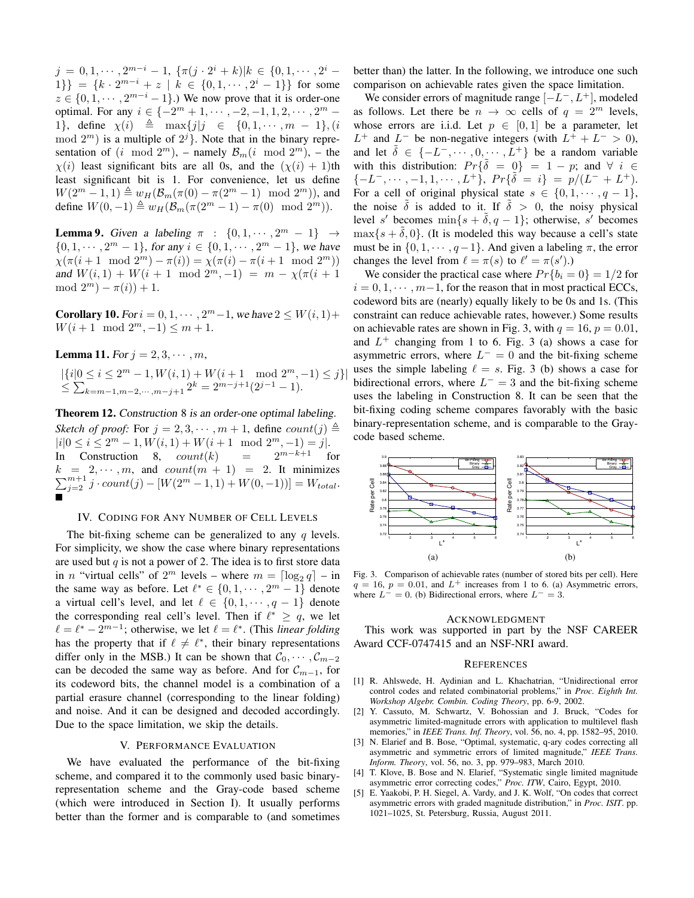$j = 0, 1, \cdots, 2^{m-i} - 1$, $\{\pi(j \cdot 2^i + k) | k \in \{0, 1, \cdots, 2^i - 1\}\} = \{k \cdot 2^{m-i} + z \mid k \in \{0, 1, \cdots, 2^i - 1\}\}$ for some $z \in \{0, 1, \cdots, 2^{m-i} - 1\}$.) We now prove that it is order-one optimal. For any $i \in \{-2^m + 1, \cdots, -2, -1, 1, 2, \cdots, 2^m - 1\}$, define $\chi(i) \triangleq \max\{j | j \in \{0, 1, \cdots, m-1\}, (i \mod 2^m)$ is a multiple of $2^j\}$. Note that in the binary representation of $(i \mod 2^m)$, – namely $\mathcal{B}_m(i \mod 2^m)$, – the $\chi(i)$ least significant bits are all 0s, and the $(\chi(i)+1)$th least significant bit is 1. For convenience, let us define $W(2^m - 1, 1) \triangleq w_H(\mathcal{B}_m(\pi(0) - \pi(2^m - 1) \mod 2^m))$, and define $W(0, -1) \triangleq w_H(\mathcal{B}_m(\pi(2^m - 1) - \pi(0) \mod 2^m))$.

**Lemma 9.** *Given a labeling* $\pi : \{0, 1, \cdots, 2^m - 1\} \to \{0, 1, \cdots, 2^m - 1\}$, *for any* $i \in \{0, 1, \cdots, 2^m - 1\}$, *we have* $\chi(\pi(i+1 \mod 2^m) - \pi(i)) = \chi(\pi(i) - \pi(i+1 \mod 2^m))$ *and* $W(i, 1) + W(i+1 \mod 2^m, -1) = m - \chi(\pi(i+1 \mod 2^m) - \pi(i)) + 1$.

**Corollary 10.** *For* $i = 0, 1, \cdots, 2^m - 1$, *we have* $2 \leq W(i, 1) + W(i+1 \mod 2^m, -1) \leq m + 1$.

**Lemma 11.** *For* $j = 2, 3, \cdots, m$,

$$|\{i | 0 \leq i \leq 2^m - 1, W(i, 1) + W(i+1 \mod 2^m, -1) \leq j\}| \leq \sum_{k=m-1, m-2, \cdots, m-j+1} 2^k = 2^{m-j+1}(2^{j-1} - 1).$$

**Theorem 12.** *Construction* 8 *is an order-one optimal labeling.*

*Sketch of proof:* For $j = 2, 3, \cdots, m+1$, define $count(j) \triangleq |i | 0 \leq i \leq 2^m - 1, W(i, 1) + W(i+1 \mod 2^m, -1) = j|$. In Construction 8, $count(k) = 2^{m-k+1}$ for $k = 2, \cdots, m$, and $count(m+1) = 2$. It minimizes $\sum_{j=2}^{m+1} j \cdot count(j) - [W(2^m - 1, 1) + W(0, -1))] = W_{total}$. ■

## IV. Coding for Any Number of Cell Levels

The bit-fixing scheme can be generalized to any $q$ levels. For simplicity, we show the case where binary representations are used but $q$ is not a power of 2. The idea is to first store data in $n$ "virtual cells" of $2^m$ levels – where $m = \lceil \log_2 q \rceil$ – in the same way as before. Let $\ell^* \in \{0, 1, \cdots, 2^m - 1\}$ denote a virtual cell's level, and let $\ell \in \{0, 1, \cdots, q-1\}$ denote the corresponding real cell's level. Then if $\ell^* \geq q$, we let $\ell = \ell^* - 2^{m-1}$; otherwise, we let $\ell = \ell^*$. (This *linear folding* has the property that if $\ell \neq \ell^*$, their binary representations differ only in the MSB.) It can be shown that $\mathcal{C}_0, \cdots, \mathcal{C}_{m-2}$ can be decoded the same way as before. And for $\mathcal{C}_{m-1}$, for its codeword bits, the channel model is a combination of a partial erasure channel (corresponding to the linear folding) and noise. And it can be designed and decoded accordingly. Due to the space limitation, we skip the details.

## V. Performance Evaluation

We have evaluated the performance of the bit-fixing scheme, and compared it to the commonly used basic binary-representation scheme and the Gray-code based scheme (which were introduced in Section I). It usually performs better than the former and is comparable to (and sometimes better than) the latter. In the following, we introduce one such comparison on achievable rates given the space limitation.

We consider errors of magnitude range $[-L^-, L^+]$, modeled as follows. Let there be $n \to \infty$ cells of $q = 2^m$ levels, whose errors are i.i.d. Let $p \in [0, 1]$ be a parameter, let $L^+$ and $L^-$ be non-negative integers (with $L^+ + L^- > 0$), and let $\tilde{\delta} \in \{-L^-, \cdots, 0, \cdots, L^+\}$ be a random variable with this distribution: $Pr\{\tilde{\delta} = 0\} = 1 - p$; and $\forall\ i \in \{-L^-, \cdots, -1, 1, \cdots, L^+\}$, $Pr\{\tilde{\delta} = i\} = p/(L^- + L^+)$. For a cell of original physical state $s \in \{0, 1, \cdots, q-1\}$, the noise $\tilde{\delta}$ is added to it. If $\tilde{\delta} > 0$, the noisy physical level $s'$ becomes $\min\{s + \tilde{\delta}, q-1\}$; otherwise, $s'$ becomes $\max\{s + \tilde{\delta}, 0\}$. (It is modeled this way because a cell's state must be in $\{0, 1, \cdots, q-1\}$. And given a labeling $\pi$, the error changes the level from $\ell = \pi(s)$ to $\ell' = \pi(s')$.)

We consider the practical case where $Pr\{b_i = 0\} = 1/2$ for $i = 0, 1, \cdots, m-1$, for the reason that in most practical ECCs, codeword bits are (nearly) equally likely to be 0s and 1s. (This constraint can reduce achievable rates, however.) Some results on achievable rates are shown in Fig. 3, with $q = 16$, $p = 0.01$, and $L^+$ changing from 1 to 6. Fig. 3 (a) shows a case for asymmetric errors, where $L^- = 0$ and the bit-fixing scheme uses the simple labeling $\ell = s$. Fig. 3 (b) shows a case for bidirectional errors, where $L^- = 3$ and the bit-fixing scheme uses the labeling in Construction 8. It can be seen that the bit-fixing coding scheme compares favorably with the basic binary-representation scheme, and is comparable to the Gray-code based scheme.

Bit-Fixing
Binary
Gray
Rate per Cell
$L^+$
(a)

Bit-Fixing
Binary
Gray
Rate per Cell
$L^+$
(b)

Fig. 3. Comparison of achievable rates (number of stored bits per cell). Here $q = 16$, $p = 0.01$, and $L^+$ increases from 1 to 6. (a) Asymmetric errors, where $L^- = 0$. (b) Bidirectional errors, where $L^- = 3$.

## Acknowledgment

This work was supported in part by the NSF CAREER Award CCF-0747415 and an NSF-NRI award.

## References

[1] R. Ahlswede, H. Aydinian and L. Khachatrian, "Unidirectional error control codes and related combinatorial problems," in *Proc. Eighth Int. Workshop Algebr. Combin. Coding Theory*, pp. 6-9, 2002.

[2] Y. Cassuto, M. Schwartz, V. Bohossian and J. Bruck, "Codes for asymmetric limited-magnitude errors with application to multilevel flash memories," in *IEEE Trans. Inf. Theory*, vol. 56, no. 4, pp. 1582–95, 2010.

[3] N. Elarief and B. Bose, "Optimal, systematic, q-ary codes correcting all asymmetric and symmetric errors of limited magnitude," *IEEE Trans. Inform. Theory*, vol. 56, no. 3, pp. 979–983, March 2010.

[4] T. Klove, B. Bose and N. Elarief, "Systematic single limited magnitude asymmetric error correcting codes," *Proc. ITW*, Cairo, Egypt, 2010.

[5] E. Yaakobi, P. H. Siegel, A. Vardy, and J. K. Wolf, "On codes that correct asymmetric errors with graded magnitude distribution," in *Proc. ISIT*. pp. 1021–1025, St. Petersburg, Russia, August 2011.